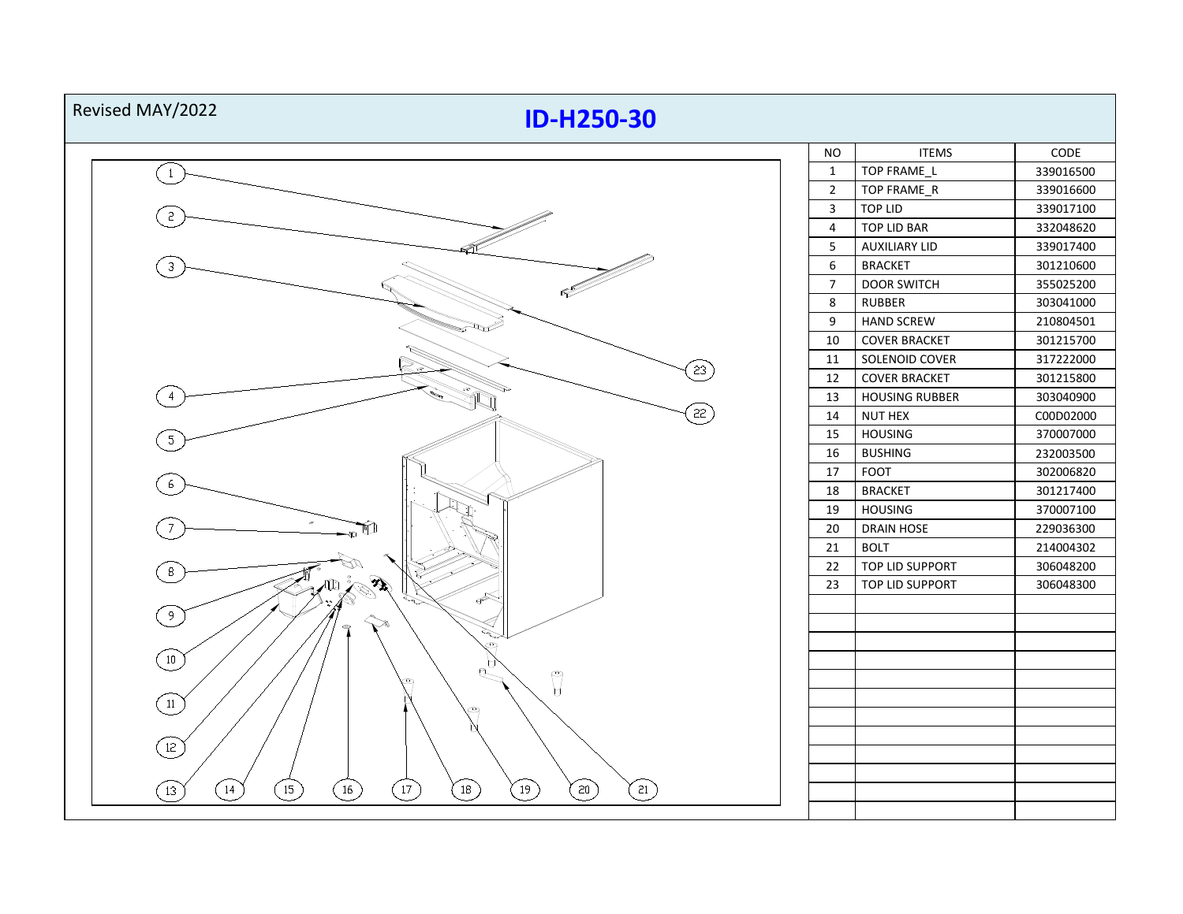Revised MAY/2022

# ID-H250-30

| NO | ITEMS | CODE |
|---|---|---|
| 1 | TOP FRAME_L | 339016500 |
| 2 | TOP FRAME_R | 339016600 |
| 3 | TOP LID | 339017100 |
| 4 | TOP LID BAR | 332048620 |
| 5 | AUXILIARY LID | 339017400 |
| 6 | BRACKET | 301210600 |
| 7 | DOOR SWITCH | 355025200 |
| 8 | RUBBER | 303041000 |
| 9 | HAND SCREW | 210804501 |
| 10 | COVER BRACKET | 301215700 |
| 11 | SOLENOID COVER | 317222000 |
| 12 | COVER BRACKET | 301215800 |
| 13 | HOUSING RUBBER | 303040900 |
| 14 | NUT HEX | C00D02000 |
| 15 | HOUSING | 370007000 |
| 16 | BUSHING | 232003500 |
| 17 | FOOT | 302006820 |
| 18 | BRACKET | 301217400 |
| 19 | HOUSING | 370007100 |
| 20 | DRAIN HOSE | 229036300 |
| 21 | BOLT | 214004302 |
| 22 | TOP LID SUPPORT | 306048200 |
| 23 | TOP LID SUPPORT | 306048300 |
| | | |
| | | |
| | | |
| | | |
| | | |
| | | |
| | | |
| | | |
| | | |
| | | |
| | | |
| | | |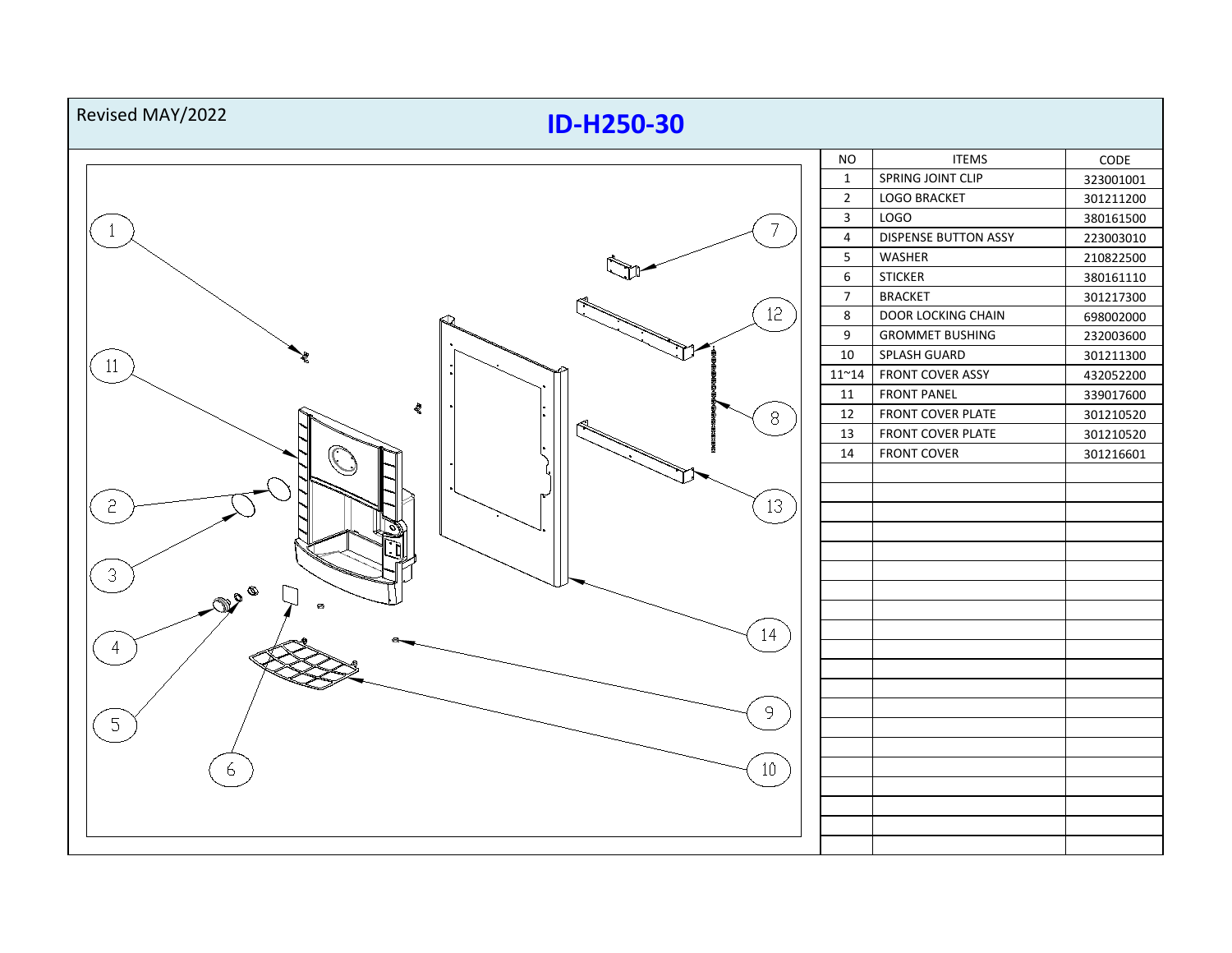Revised MAY/2022

# ID-H250-30

| NO | ITEMS | CODE |
|---|---|---|
| 1 | SPRING JOINT CLIP | 323001001 |
| 2 | LOGO BRACKET | 301211200 |
| 3 | LOGO | 380161500 |
| 4 | DISPENSE BUTTON ASSY | 223003010 |
| 5 | WASHER | 210822500 |
| 6 | STICKER | 380161110 |
| 7 | BRACKET | 301217300 |
| 8 | DOOR LOCKING CHAIN | 698002000 |
| 9 | GROMMET BUSHING | 232003600 |
| 10 | SPLASH GUARD | 301211300 |
| 11~14 | FRONT COVER ASSY | 432052200 |
| 11 | FRONT PANEL | 339017600 |
| 12 | FRONT COVER PLATE | 301210520 |
| 13 | FRONT COVER PLATE | 301210520 |
| 14 | FRONT COVER | 301216601 |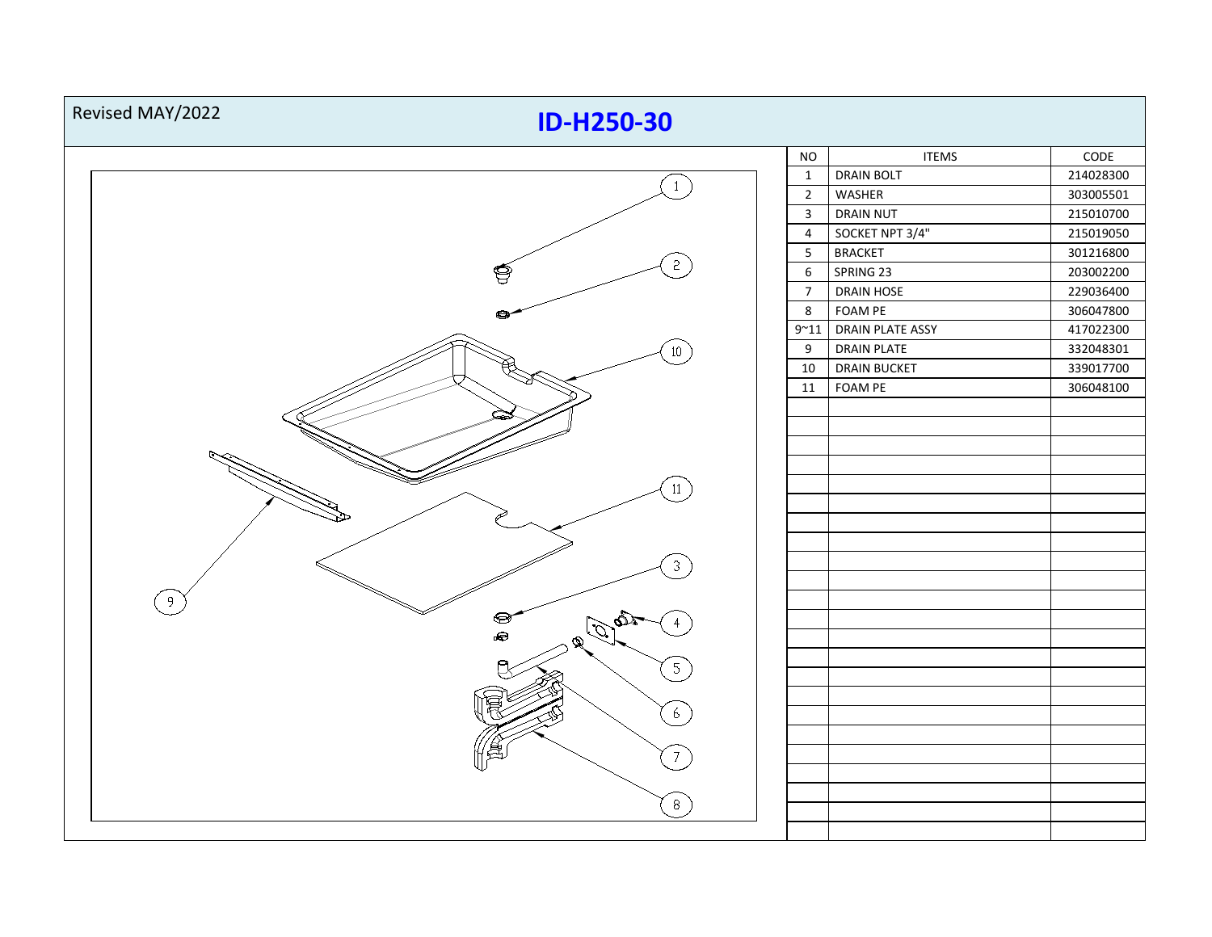Revised MAY/2022

# ID-H250-30

| NO | ITEMS | CODE |
|---|---|---|
| 1 | DRAIN BOLT | 214028300 |
| 2 | WASHER | 303005501 |
| 3 | DRAIN NUT | 215010700 |
| 4 | SOCKET NPT 3/4" | 215019050 |
| 5 | BRACKET | 301216800 |
| 6 | SPRING 23 | 203002200 |
| 7 | DRAIN HOSE | 229036400 |
| 8 | FOAM PE | 306047800 |
| 9~11 | DRAIN PLATE ASSY | 417022300 |
| 9 | DRAIN PLATE | 332048301 |
| 10 | DRAIN BUCKET | 339017700 |
| 11 | FOAM PE | 306048100 |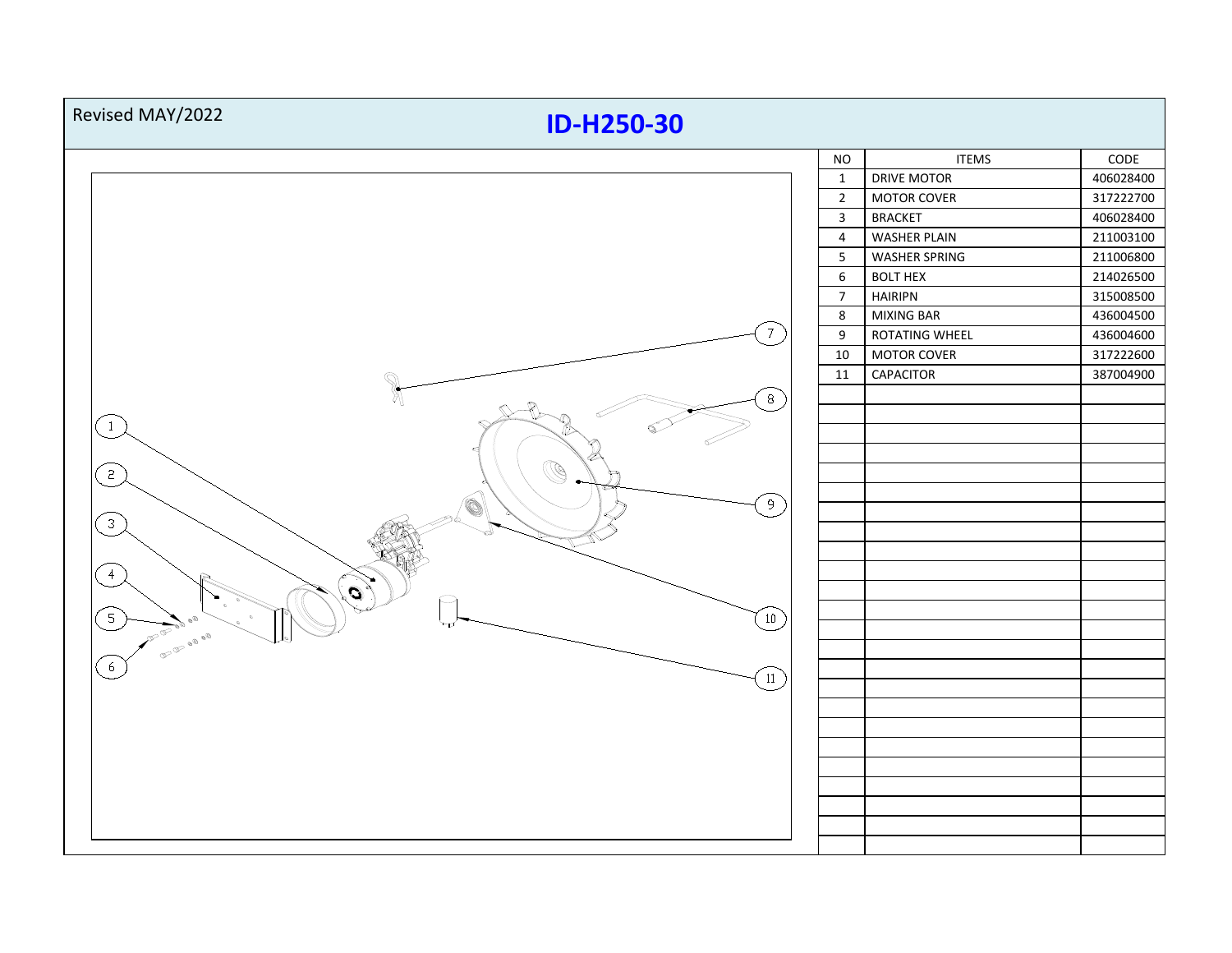Revised MAY/2022

# ID-H250-30

| NO | ITEMS | CODE |
|---|---|---|
| 1 | DRIVE MOTOR | 406028400 |
| 2 | MOTOR COVER | 317222700 |
| 3 | BRACKET | 406028400 |
| 4 | WASHER PLAIN | 211003100 |
| 5 | WASHER SPRING | 211006800 |
| 6 | BOLT HEX | 214026500 |
| 7 | HAIRIPN | 315008500 |
| 8 | MIXING BAR | 436004500 |
| 9 | ROTATING WHEEL | 436004600 |
| 10 | MOTOR COVER | 317222600 |
| 11 | CAPACITOR | 387004900 |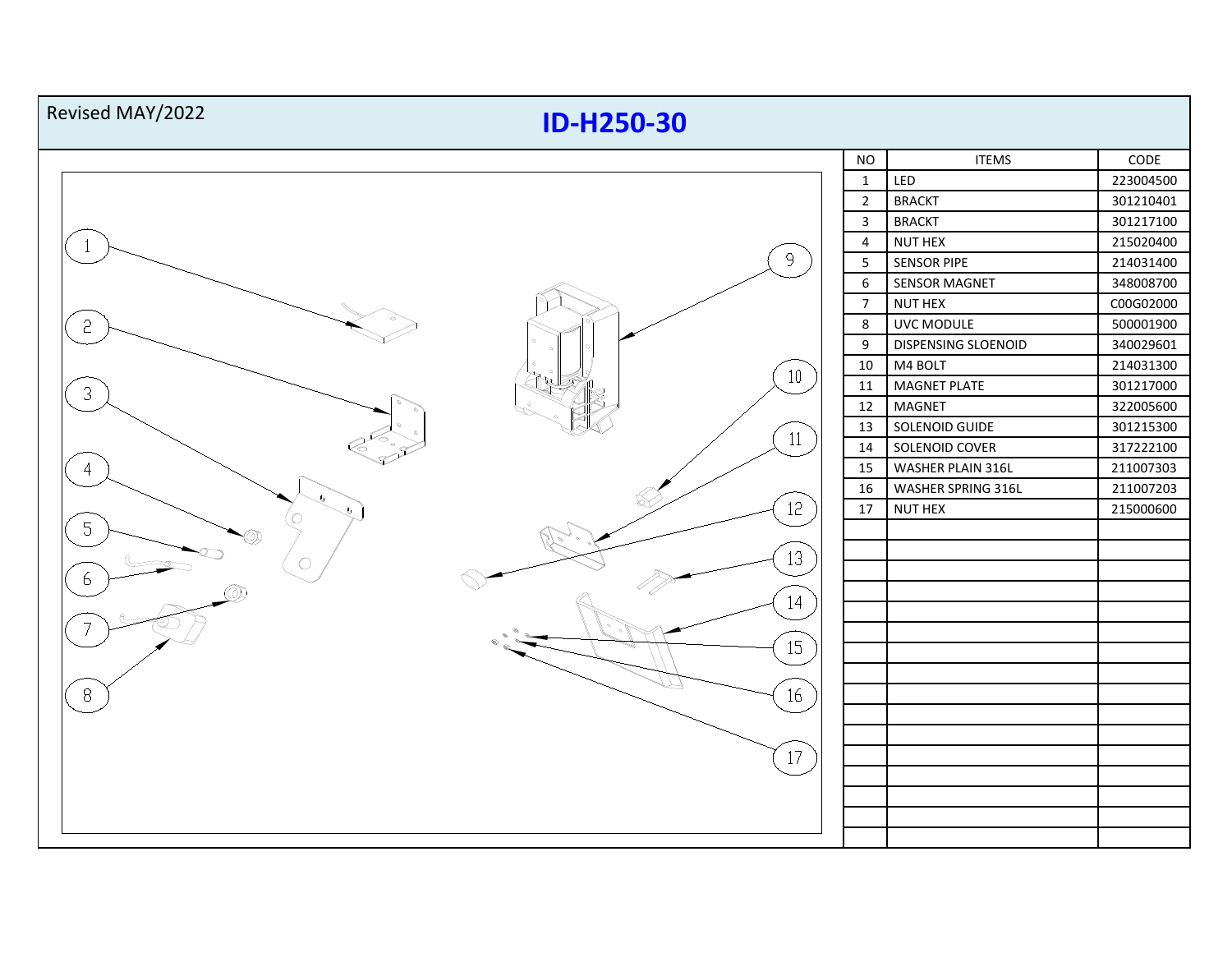Revised MAY/2022

# ID-H250-30

| NO | ITEMS | CODE |
|---|---|---|
| 1 | LED | 223004500 |
| 2 | BRACKT | 301210401 |
| 3 | BRACKT | 301217100 |
| 4 | NUT HEX | 215020400 |
| 5 | SENSOR PIPE | 214031400 |
| 6 | SENSOR MAGNET | 348008700 |
| 7 | NUT HEX | C00G02000 |
| 8 | UVC MODULE | 500001900 |
| 9 | DISPENSING SLOENOID | 340029601 |
| 10 | M4 BOLT | 214031300 |
| 11 | MAGNET PLATE | 301217000 |
| 12 | MAGNET | 322005600 |
| 13 | SOLENOID GUIDE | 301215300 |
| 14 | SOLENOID COVER | 317222100 |
| 15 | WASHER PLAIN 316L | 211007303 |
| 16 | WASHER SPRING 316L | 211007203 |
| 17 | NUT HEX | 215000600 |
| | | |
| | | |
| | | |
| | | |
| | | |
| | | |
| | | |
| | | |
| | | |
| | | |
| | | |
| | | |
| | | |
| | | |
| | | |
| | | |

1
2
3
4
5
6
7
8
9
10
11
12
13
14
15
16
17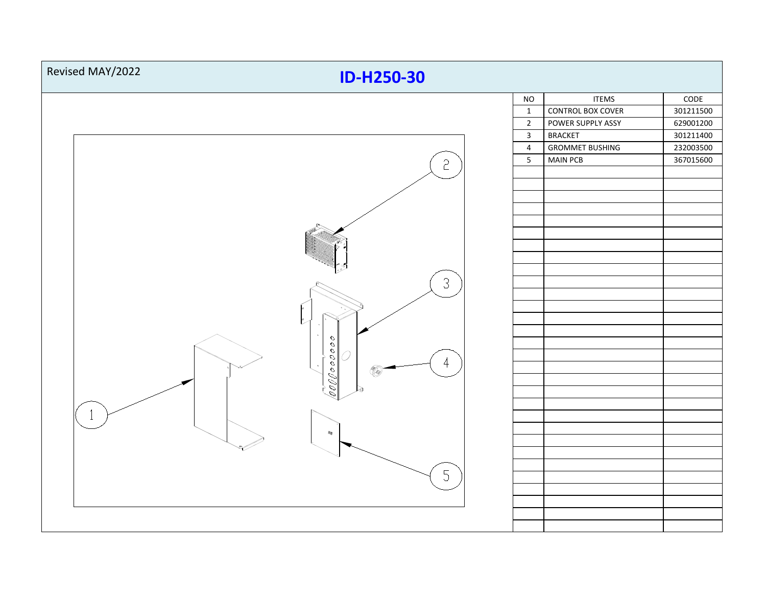Revised MAY/2022

# ID-H250-30

| NO | ITEMS | CODE |
|---|---|---|
| 1 | CONTROL BOX COVER | 301211500 |
| 2 | POWER SUPPLY ASSY | 629001200 |
| 3 | BRACKET | 301211400 |
| 4 | GROMMET BUSHING | 232003500 |
| 5 | MAIN PCB | 367015600 |

1

2

3

4

5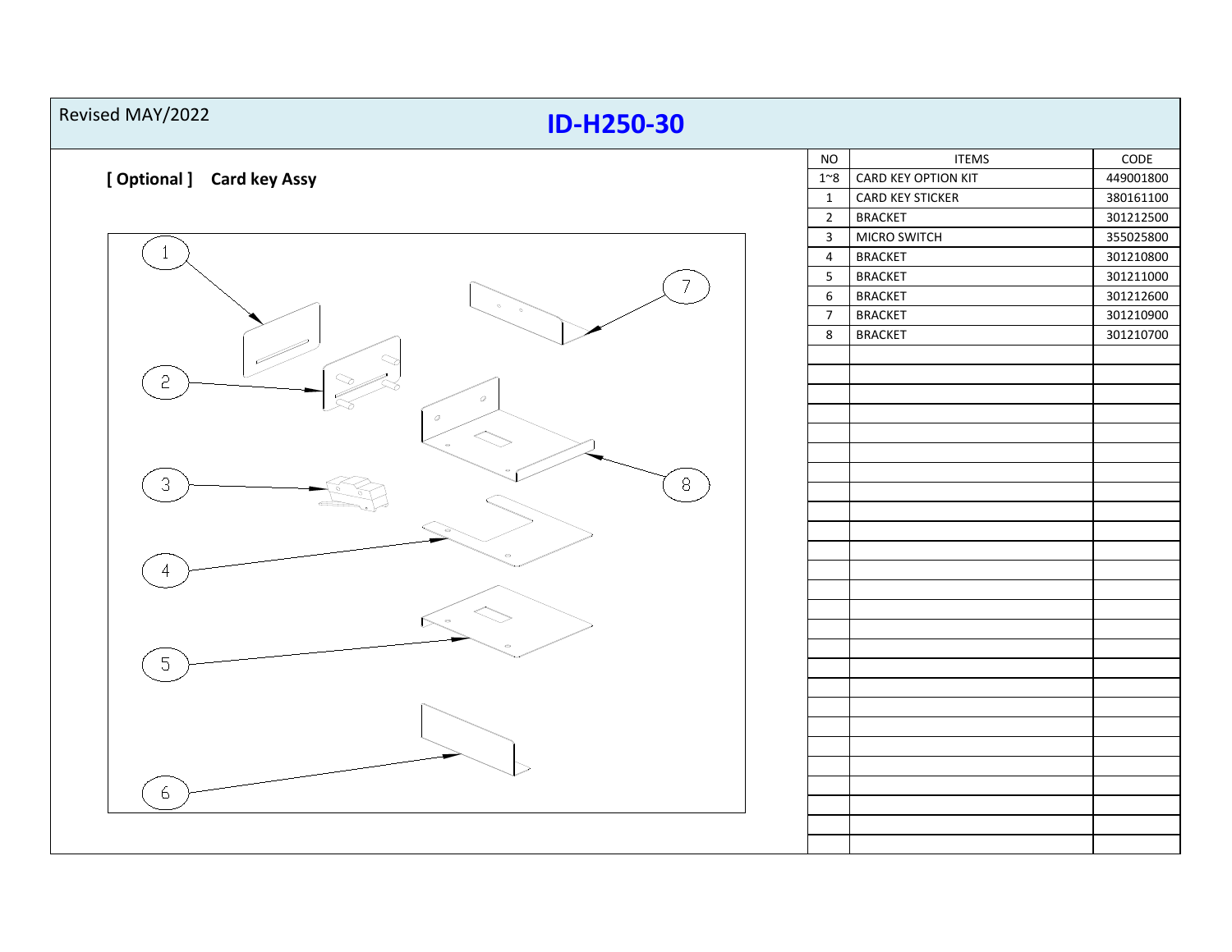Revised MAY/2022

# ID-H250-30

**[ Optional ]   Card key Assy**

1
2
3
4
5
6
7
8

| NO | ITEMS | CODE |
|---|---|---|
| 1~8 | CARD KEY OPTION KIT | 449001800 |
| 1 | CARD KEY STICKER | 380161100 |
| 2 | BRACKET | 301212500 |
| 3 | MICRO SWITCH | 355025800 |
| 4 | BRACKET | 301210800 |
| 5 | BRACKET | 301211000 |
| 6 | BRACKET | 301212600 |
| 7 | BRACKET | 301210900 |
| 8 | BRACKET | 301210700 |